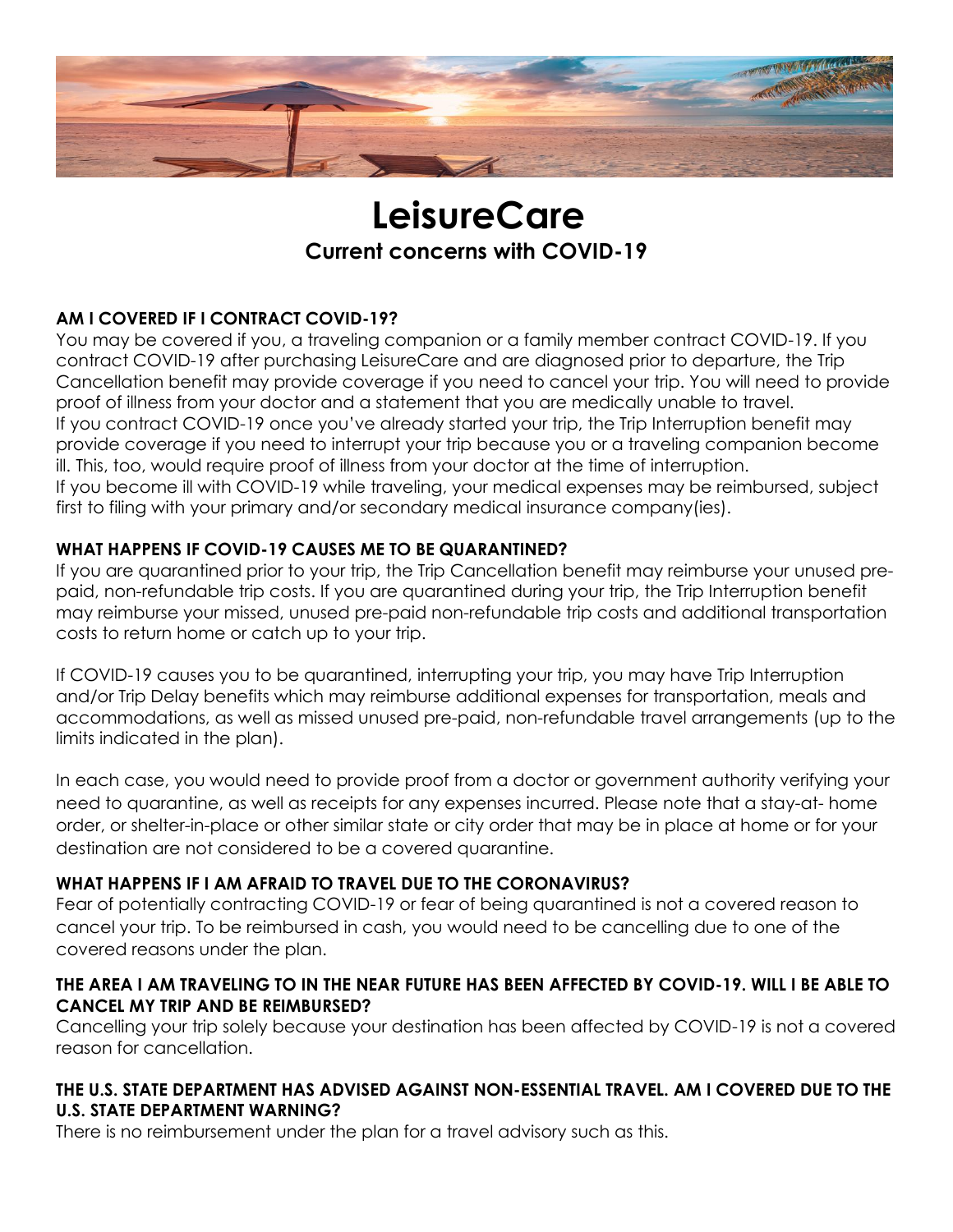# LeisureCare

## Current concerns with COVID-19

**AM I COVERED IF I CONTRACT COVID-19?**

You may be covered if you, a traveling companion or a family member contract COVID-19. If you contract COVID-19 after purchasing LeisureCare and are diagnosed prior to departure, the Trip Cancellation benefit may provide coverage if you need to cancel your trip. You will need to provide proof of illness from your doctor and a statement that you are medically unable to travel.
If you contract COVID-19 once you've already started your trip, the Trip Interruption benefit may provide coverage if you need to interrupt your trip because you or a traveling companion become ill. This, too, would require proof of illness from your doctor at the time of interruption.
If you become ill with COVID-19 while traveling, your medical expenses may be reimbursed, subject first to filing with your primary and/or secondary medical insurance company(ies).

**WHAT HAPPENS IF COVID-19 CAUSES ME TO BE QUARANTINED?**

If you are quarantined prior to your trip, the Trip Cancellation benefit may reimburse your unused pre-paid, non-refundable trip costs. If you are quarantined during your trip, the Trip Interruption benefit may reimburse your missed, unused pre-paid non-refundable trip costs and additional transportation costs to return home or catch up to your trip.

If COVID-19 causes you to be quarantined, interrupting your trip, you may have Trip Interruption and/or Trip Delay benefits which may reimburse additional expenses for transportation, meals and accommodations, as well as missed unused pre-paid, non-refundable travel arrangements (up to the limits indicated in the plan).

In each case, you would need to provide proof from a doctor or government authority verifying your need to quarantine, as well as receipts for any expenses incurred. Please note that a stay-at- home order, or shelter-in-place or other similar state or city order that may be in place at home or for your destination are not considered to be a covered quarantine.

**WHAT HAPPENS IF I AM AFRAID TO TRAVEL DUE TO THE CORONAVIRUS?**

Fear of potentially contracting COVID-19 or fear of being quarantined is not a covered reason to cancel your trip. To be reimbursed in cash, you would need to be cancelling due to one of the covered reasons under the plan.

**THE AREA I AM TRAVELING TO IN THE NEAR FUTURE HAS BEEN AFFECTED BY COVID-19. WILL I BE ABLE TO CANCEL MY TRIP AND BE REIMBURSED?**

Cancelling your trip solely because your destination has been affected by COVID-19 is not a covered reason for cancellation.

**THE U.S. STATE DEPARTMENT HAS ADVISED AGAINST NON-ESSENTIAL TRAVEL. AM I COVERED DUE TO THE U.S. STATE DEPARTMENT WARNING?**

There is no reimbursement under the plan for a travel advisory such as this.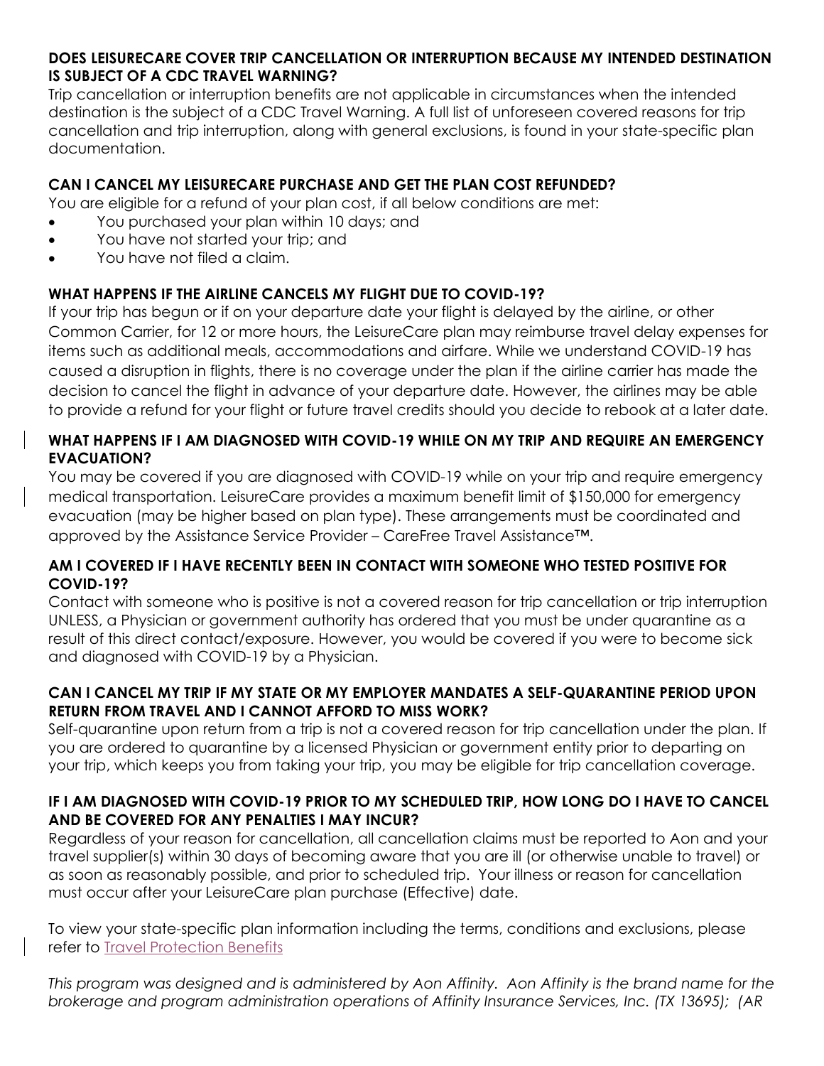**DOES LEISURECARE COVER TRIP CANCELLATION OR INTERRUPTION BECAUSE MY INTENDED DESTINATION IS SUBJECT OF A CDC TRAVEL WARNING?**

Trip cancellation or interruption benefits are not applicable in circumstances when the intended destination is the subject of a CDC Travel Warning. A full list of unforeseen covered reasons for trip cancellation and trip interruption, along with general exclusions, is found in your state-specific plan documentation.

**CAN I CANCEL MY LEISURECARE PURCHASE AND GET THE PLAN COST REFUNDED?**

You are eligible for a refund of your plan cost, if all below conditions are met:

- You purchased your plan within 10 days; and
- You have not started your trip; and
- You have not filed a claim.

**WHAT HAPPENS IF THE AIRLINE CANCELS MY FLIGHT DUE TO COVID-19?**

If your trip has begun or if on your departure date your flight is delayed by the airline, or other Common Carrier, for 12 or more hours, the LeisureCare plan may reimburse travel delay expenses for items such as additional meals, accommodations and airfare. While we understand COVID-19 has caused a disruption in flights, there is no coverage under the plan if the airline carrier has made the decision to cancel the flight in advance of your departure date. However, the airlines may be able to provide a refund for your flight or future travel credits should you decide to rebook at a later date.

**WHAT HAPPENS IF I AM DIAGNOSED WITH COVID-19 WHILE ON MY TRIP AND REQUIRE AN EMERGENCY EVACUATION?**

You may be covered if you are diagnosed with COVID-19 while on your trip and require emergency medical transportation. LeisureCare provides a maximum benefit limit of $150,000 for emergency evacuation (may be higher based on plan type). These arrangements must be coordinated and approved by the Assistance Service Provider – CareFree Travel Assistance™.

**AM I COVERED IF I HAVE RECENTLY BEEN IN CONTACT WITH SOMEONE WHO TESTED POSITIVE FOR COVID-19?**

Contact with someone who is positive is not a covered reason for trip cancellation or trip interruption UNLESS, a Physician or government authority has ordered that you must be under quarantine as a result of this direct contact/exposure. However, you would be covered if you were to become sick and diagnosed with COVID-19 by a Physician.

**CAN I CANCEL MY TRIP IF MY STATE OR MY EMPLOYER MANDATES A SELF-QUARANTINE PERIOD UPON RETURN FROM TRAVEL AND I CANNOT AFFORD TO MISS WORK?**

Self-quarantine upon return from a trip is not a covered reason for trip cancellation under the plan. If you are ordered to quarantine by a licensed Physician or government entity prior to departing on your trip, which keeps you from taking your trip, you may be eligible for trip cancellation coverage.

**IF I AM DIAGNOSED WITH COVID-19 PRIOR TO MY SCHEDULED TRIP, HOW LONG DO I HAVE TO CANCEL AND BE COVERED FOR ANY PENALTIES I MAY INCUR?**

Regardless of your reason for cancellation, all cancellation claims must be reported to Aon and your travel supplier(s) within 30 days of becoming aware that you are ill (or otherwise unable to travel) or as soon as reasonably possible, and prior to scheduled trip. Your illness or reason for cancellation must occur after your LeisureCare plan purchase (Effective) date.

To view your state-specific plan information including the terms, conditions and exclusions, please refer to Travel Protection Benefits

*This program was designed and is administered by Aon Affinity. Aon Affinity is the brand name for the brokerage and program administration operations of Affinity Insurance Services, Inc. (TX 13695); (AR*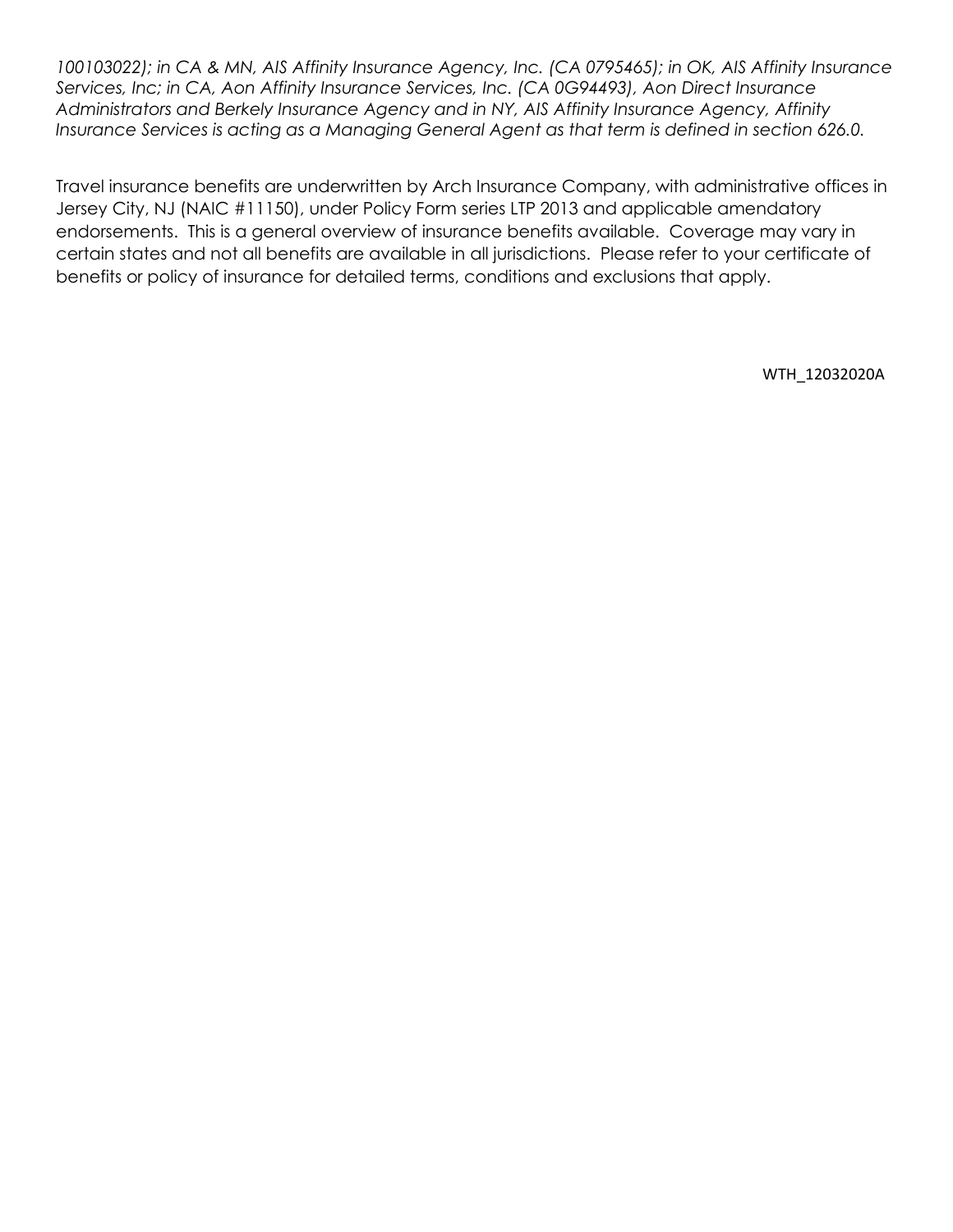*100103022); in CA & MN, AIS Affinity Insurance Agency, Inc. (CA 0795465); in OK, AIS Affinity Insurance Services, Inc; in CA, Aon Affinity Insurance Services, Inc. (CA 0G94493), Aon Direct Insurance Administrators and Berkely Insurance Agency and in NY, AIS Affinity Insurance Agency, Affinity Insurance Services is acting as a Managing General Agent as that term is defined in section 626.0.*

Travel insurance benefits are underwritten by Arch Insurance Company, with administrative offices in Jersey City, NJ (NAIC #11150), under Policy Form series LTP 2013 and applicable amendatory endorsements. This is a general overview of insurance benefits available. Coverage may vary in certain states and not all benefits are available in all jurisdictions. Please refer to your certificate of benefits or policy of insurance for detailed terms, conditions and exclusions that apply.

WTH_12032020A